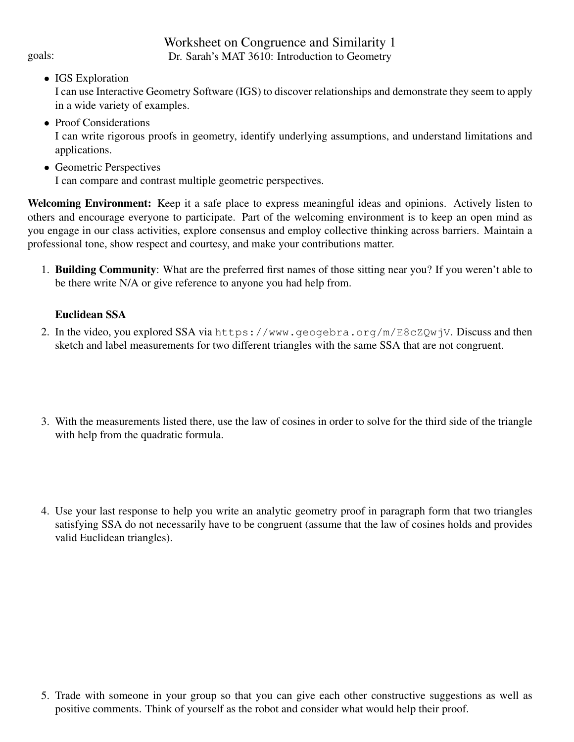# Worksheet on Congruence and Similarity 1

Dr. Sarah's MAT 3610: Introduction to Geometry

goals:

- IGS Exploration
  I can use Interactive Geometry Software (IGS) to discover relationships and demonstrate they seem to apply in a wide variety of examples.
- Proof Considerations
  I can write rigorous proofs in geometry, identify underlying assumptions, and understand limitations and applications.
- Geometric Perspectives
  I can compare and contrast multiple geometric perspectives.

**Welcoming Environment:** Keep it a safe place to express meaningful ideas and opinions. Actively listen to others and encourage everyone to participate. Part of the welcoming environment is to keep an open mind as you engage in our class activities, explore consensus and employ collective thinking across barriers. Maintain a professional tone, show respect and courtesy, and make your contributions matter.

1. **Building Community**: What are the preferred first names of those sitting near you? If you weren't able to be there write N/A or give reference to anyone you had help from.

   **Euclidean SSA**

2. In the video, you explored SSA via `https://www.geogebra.org/m/E8cZQwjV`. Discuss and then sketch and label measurements for two different triangles with the same SSA that are not congruent.

3. With the measurements listed there, use the law of cosines in order to solve for the third side of the triangle with help from the quadratic formula.

4. Use your last response to help you write an analytic geometry proof in paragraph form that two triangles satisfying SSA do not necessarily have to be congruent (assume that the law of cosines holds and provides valid Euclidean triangles).

5. Trade with someone in your group so that you can give each other constructive suggestions as well as positive comments. Think of yourself as the robot and consider what would help their proof.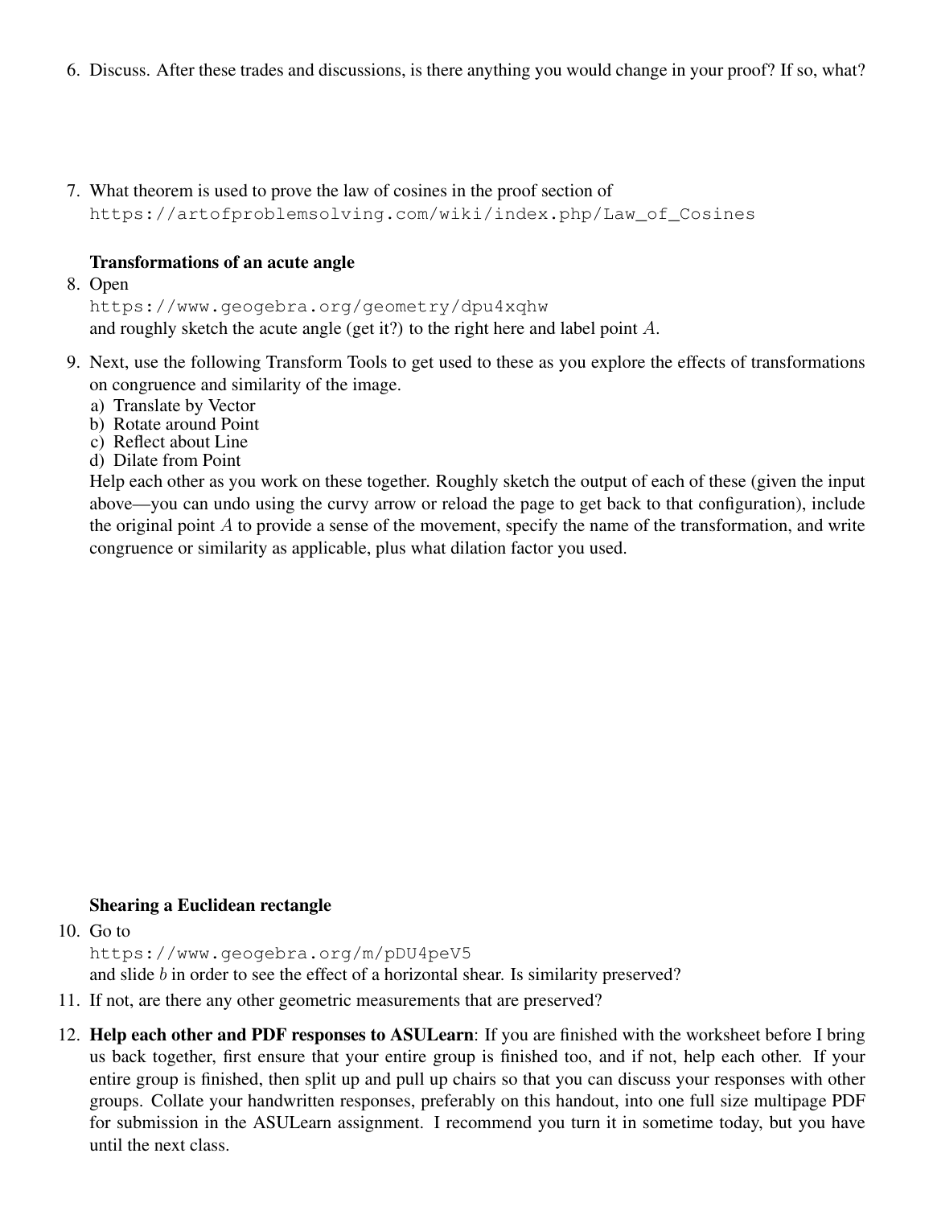6. Discuss. After these trades and discussions, is there anything you would change in your proof? If so, what?

7. What theorem is used to prove the law of cosines in the proof section of
   `https://artofproblemsolving.com/wiki/index.php/Law_of_Cosines`

### Transformations of an acute angle

8. Open
   `https://www.geogebra.org/geometry/dpu4xqhw`
   and roughly sketch the acute angle (get it?) to the right here and label point $A$.

9. Next, use the following Transform Tools to get used to these as you explore the effects of transformations on congruence and similarity of the image.
   a) Translate by Vector
   b) Rotate around Point
   c) Reflect about Line
   d) Dilate from Point

   Help each other as you work on these together. Roughly sketch the output of each of these (given the input above—you can undo using the curvy arrow or reload the page to get back to that configuration), include the original point $A$ to provide a sense of the movement, specify the name of the transformation, and write congruence or similarity as applicable, plus what dilation factor you used.

### Shearing a Euclidean rectangle

10. Go to
    `https://www.geogebra.org/m/pDU4peV5`
    and slide $b$ in order to see the effect of a horizontal shear. Is similarity preserved?

11. If not, are there any other geometric measurements that are preserved?

12. **Help each other and PDF responses to ASULearn**: If you are finished with the worksheet before I bring us back together, first ensure that your entire group is finished too, and if not, help each other. If your entire group is finished, then split up and pull up chairs so that you can discuss your responses with other groups. Collate your handwritten responses, preferably on this handout, into one full size multipage PDF for submission in the ASULearn assignment. I recommend you turn it in sometime today, but you have until the next class.